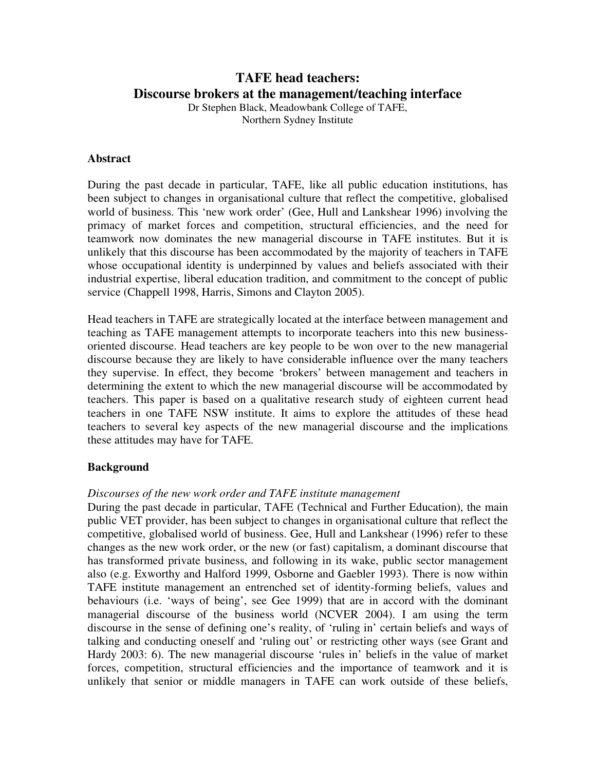# TAFE head teachers:
# Discourse brokers at the management/teaching interface

Dr Stephen Black, Meadowbank College of TAFE,
Northern Sydney Institute

## Abstract

During the past decade in particular, TAFE, like all public education institutions, has been subject to changes in organisational culture that reflect the competitive, globalised world of business. This 'new work order' (Gee, Hull and Lankshear 1996) involving the primacy of market forces and competition, structural efficiencies, and the need for teamwork now dominates the new managerial discourse in TAFE institutes. But it is unlikely that this discourse has been accommodated by the majority of teachers in TAFE whose occupational identity is underpinned by values and beliefs associated with their industrial expertise, liberal education tradition, and commitment to the concept of public service (Chappell 1998, Harris, Simons and Clayton 2005).

Head teachers in TAFE are strategically located at the interface between management and teaching as TAFE management attempts to incorporate teachers into this new business-oriented discourse. Head teachers are key people to be won over to the new managerial discourse because they are likely to have considerable influence over the many teachers they supervise. In effect, they become 'brokers' between management and teachers in determining the extent to which the new managerial discourse will be accommodated by teachers. This paper is based on a qualitative research study of eighteen current head teachers in one TAFE NSW institute. It aims to explore the attitudes of these head teachers to several key aspects of the new managerial discourse and the implications these attitudes may have for TAFE.

## Background

*Discourses of the new work order and TAFE institute management*

During the past decade in particular, TAFE (Technical and Further Education), the main public VET provider, has been subject to changes in organisational culture that reflect the competitive, globalised world of business. Gee, Hull and Lankshear (1996) refer to these changes as the new work order, or the new (or fast) capitalism, a dominant discourse that has transformed private business, and following in its wake, public sector management also (e.g. Exworthy and Halford 1999, Osborne and Gaebler 1993). There is now within TAFE institute management an entrenched set of identity-forming beliefs, values and behaviours (i.e. 'ways of being', see Gee 1999) that are in accord with the dominant managerial discourse of the business world (NCVER 2004). I am using the term discourse in the sense of defining one's reality, of 'ruling in' certain beliefs and ways of talking and conducting oneself and 'ruling out' or restricting other ways (see Grant and Hardy 2003: 6). The new managerial discourse 'rules in' beliefs in the value of market forces, competition, structural efficiencies and the importance of teamwork and it is unlikely that senior or middle managers in TAFE can work outside of these beliefs,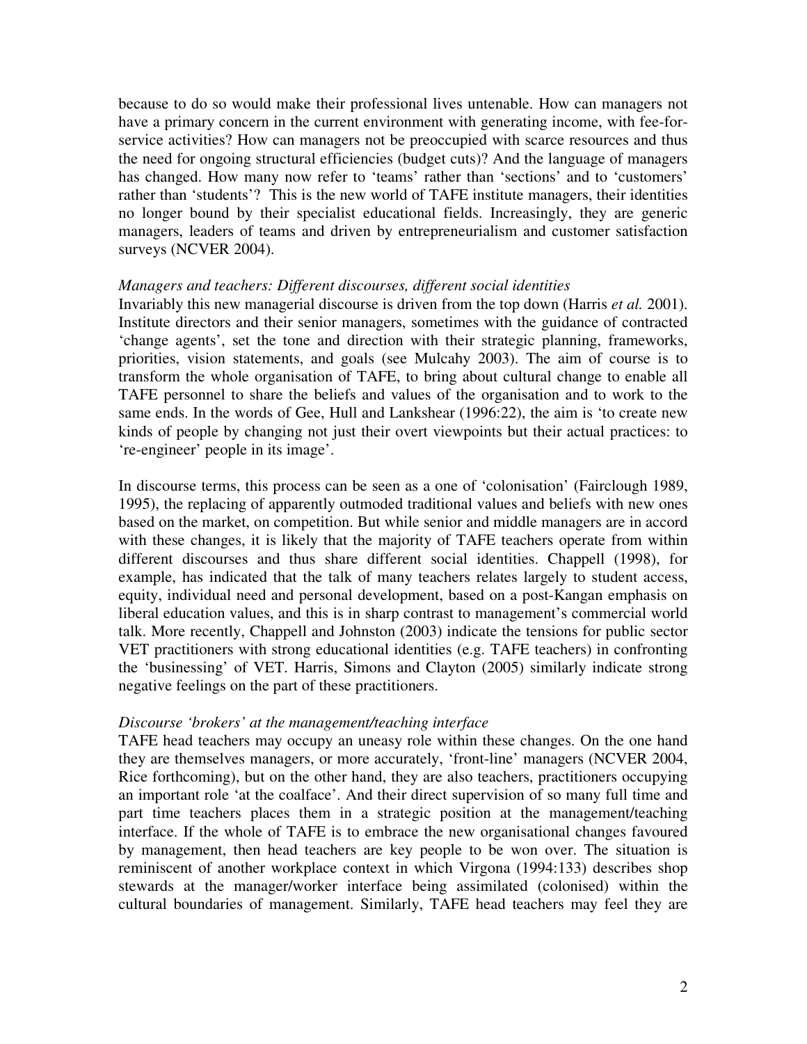because to do so would make their professional lives untenable. How can managers not have a primary concern in the current environment with generating income, with fee-for-service activities? How can managers not be preoccupied with scarce resources and thus the need for ongoing structural efficiencies (budget cuts)? And the language of managers has changed. How many now refer to 'teams' rather than 'sections' and to 'customers' rather than 'students'? This is the new world of TAFE institute managers, their identities no longer bound by their specialist educational fields. Increasingly, they are generic managers, leaders of teams and driven by entrepreneurialism and customer satisfaction surveys (NCVER 2004).

*Managers and teachers: Different discourses, different social identities*

Invariably this new managerial discourse is driven from the top down (Harris *et al.* 2001). Institute directors and their senior managers, sometimes with the guidance of contracted 'change agents', set the tone and direction with their strategic planning, frameworks, priorities, vision statements, and goals (see Mulcahy 2003). The aim of course is to transform the whole organisation of TAFE, to bring about cultural change to enable all TAFE personnel to share the beliefs and values of the organisation and to work to the same ends. In the words of Gee, Hull and Lankshear (1996:22), the aim is 'to create new kinds of people by changing not just their overt viewpoints but their actual practices: to 're-engineer' people in its image'.

In discourse terms, this process can be seen as a one of 'colonisation' (Fairclough 1989, 1995), the replacing of apparently outmoded traditional values and beliefs with new ones based on the market, on competition. But while senior and middle managers are in accord with these changes, it is likely that the majority of TAFE teachers operate from within different discourses and thus share different social identities. Chappell (1998), for example, has indicated that the talk of many teachers relates largely to student access, equity, individual need and personal development, based on a post-Kangan emphasis on liberal education values, and this is in sharp contrast to management's commercial world talk. More recently, Chappell and Johnston (2003) indicate the tensions for public sector VET practitioners with strong educational identities (e.g. TAFE teachers) in confronting the 'businessing' of VET. Harris, Simons and Clayton (2005) similarly indicate strong negative feelings on the part of these practitioners.

*Discourse 'brokers' at the management/teaching interface*

TAFE head teachers may occupy an uneasy role within these changes. On the one hand they are themselves managers, or more accurately, 'front-line' managers (NCVER 2004, Rice forthcoming), but on the other hand, they are also teachers, practitioners occupying an important role 'at the coalface'. And their direct supervision of so many full time and part time teachers places them in a strategic position at the management/teaching interface. If the whole of TAFE is to embrace the new organisational changes favoured by management, then head teachers are key people to be won over. The situation is reminiscent of another workplace context in which Virgona (1994:133) describes shop stewards at the manager/worker interface being assimilated (colonised) within the cultural boundaries of management. Similarly, TAFE head teachers may feel they are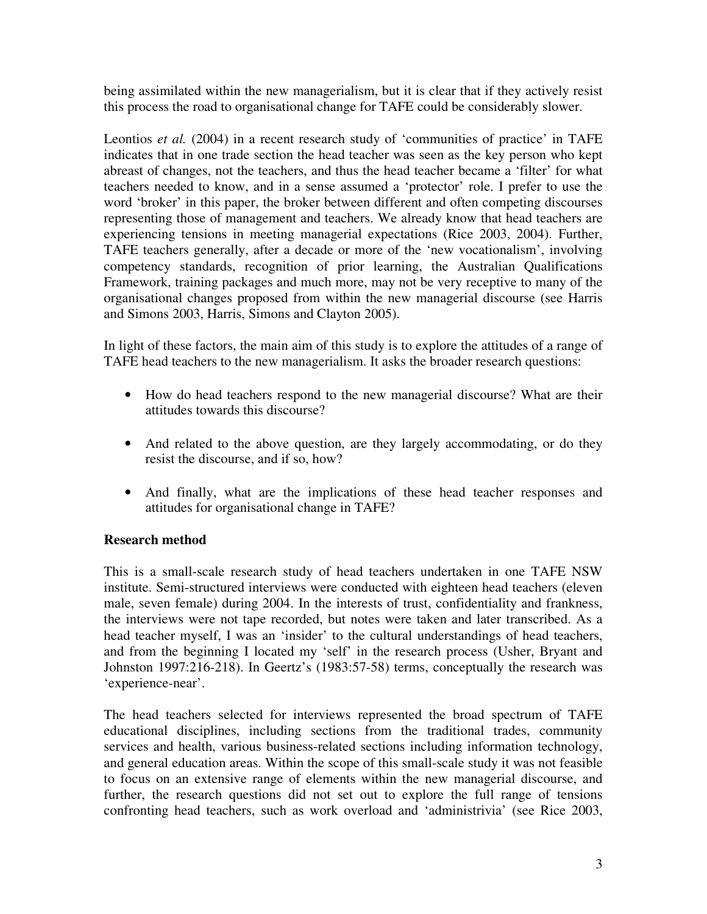being assimilated within the new managerialism, but it is clear that if they actively resist this process the road to organisational change for TAFE could be considerably slower.

Leontios *et al.* (2004) in a recent research study of 'communities of practice' in TAFE indicates that in one trade section the head teacher was seen as the key person who kept abreast of changes, not the teachers, and thus the head teacher became a 'filter' for what teachers needed to know, and in a sense assumed a 'protector' role. I prefer to use the word 'broker' in this paper, the broker between different and often competing discourses representing those of management and teachers. We already know that head teachers are experiencing tensions in meeting managerial expectations (Rice 2003, 2004). Further, TAFE teachers generally, after a decade or more of the 'new vocationalism', involving competency standards, recognition of prior learning, the Australian Qualifications Framework, training packages and much more, may not be very receptive to many of the organisational changes proposed from within the new managerial discourse (see Harris and Simons 2003, Harris, Simons and Clayton 2005).

In light of these factors, the main aim of this study is to explore the attitudes of a range of TAFE head teachers to the new managerialism. It asks the broader research questions:

- How do head teachers respond to the new managerial discourse? What are their attitudes towards this discourse?
- And related to the above question, are they largely accommodating, or do they resist the discourse, and if so, how?
- And finally, what are the implications of these head teacher responses and attitudes for organisational change in TAFE?

## Research method

This is a small-scale research study of head teachers undertaken in one TAFE NSW institute. Semi-structured interviews were conducted with eighteen head teachers (eleven male, seven female) during 2004. In the interests of trust, confidentiality and frankness, the interviews were not tape recorded, but notes were taken and later transcribed. As a head teacher myself, I was an 'insider' to the cultural understandings of head teachers, and from the beginning I located my 'self' in the research process (Usher, Bryant and Johnston 1997:216-218). In Geertz's (1983:57-58) terms, conceptually the research was 'experience-near'.

The head teachers selected for interviews represented the broad spectrum of TAFE educational disciplines, including sections from the traditional trades, community services and health, various business-related sections including information technology, and general education areas. Within the scope of this small-scale study it was not feasible to focus on an extensive range of elements within the new managerial discourse, and further, the research questions did not set out to explore the full range of tensions confronting head teachers, such as work overload and 'administrivia' (see Rice 2003,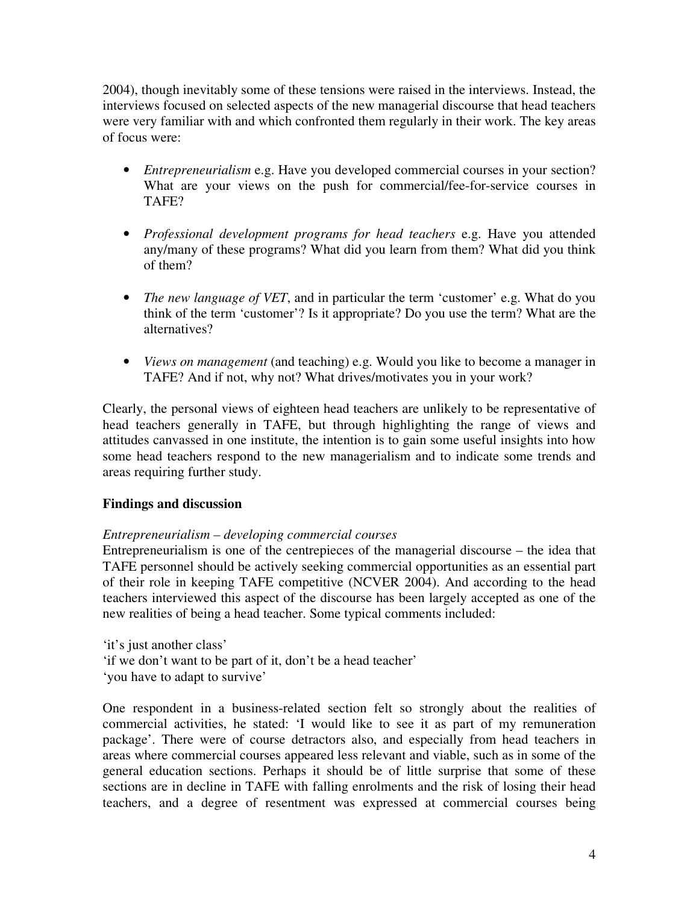2004), though inevitably some of these tensions were raised in the interviews. Instead, the interviews focused on selected aspects of the new managerial discourse that head teachers were very familiar with and which confronted them regularly in their work. The key areas of focus were:

- *Entrepreneurialism* e.g. Have you developed commercial courses in your section? What are your views on the push for commercial/fee-for-service courses in TAFE?

- *Professional development programs for head teachers* e.g. Have you attended any/many of these programs? What did you learn from them? What did you think of them?

- *The new language of VET*, and in particular the term 'customer' e.g. What do you think of the term 'customer'? Is it appropriate? Do you use the term? What are the alternatives?

- *Views on management* (and teaching) e.g. Would you like to become a manager in TAFE? And if not, why not? What drives/motivates you in your work?

Clearly, the personal views of eighteen head teachers are unlikely to be representative of head teachers generally in TAFE, but through highlighting the range of views and attitudes canvassed in one institute, the intention is to gain some useful insights into how some head teachers respond to the new managerialism and to indicate some trends and areas requiring further study.

## Findings and discussion

*Entrepreneurialism – developing commercial courses*

Entrepreneurialism is one of the centrepieces of the managerial discourse – the idea that TAFE personnel should be actively seeking commercial opportunities as an essential part of their role in keeping TAFE competitive (NCVER 2004). And according to the head teachers interviewed this aspect of the discourse has been largely accepted as one of the new realities of being a head teacher. Some typical comments included:

'it's just another class'
'if we don't want to be part of it, don't be a head teacher'
'you have to adapt to survive'

One respondent in a business-related section felt so strongly about the realities of commercial activities, he stated: 'I would like to see it as part of my remuneration package'. There were of course detractors also, and especially from head teachers in areas where commercial courses appeared less relevant and viable, such as in some of the general education sections. Perhaps it should be of little surprise that some of these sections are in decline in TAFE with falling enrolments and the risk of losing their head teachers, and a degree of resentment was expressed at commercial courses being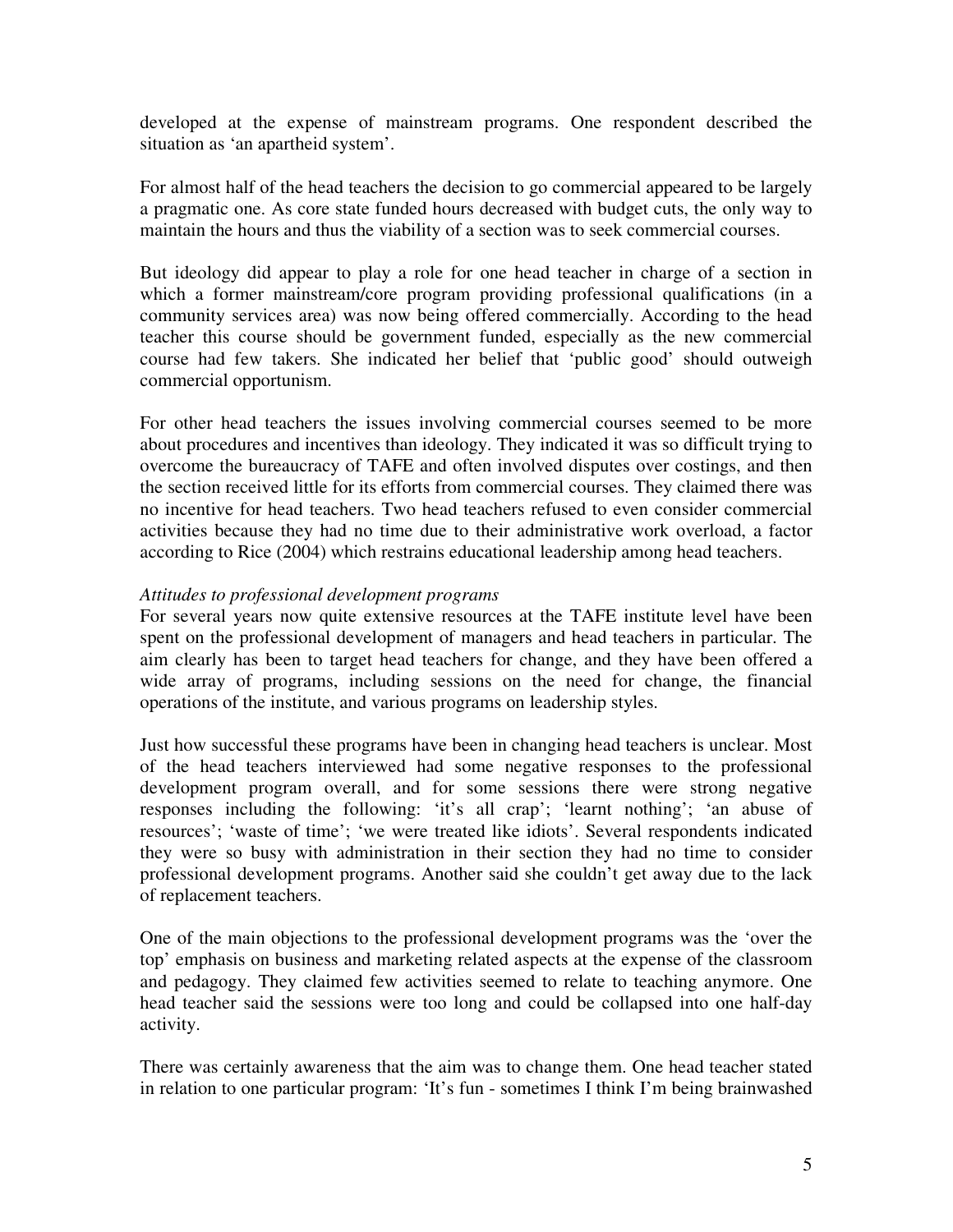developed at the expense of mainstream programs. One respondent described the situation as 'an apartheid system'.

For almost half of the head teachers the decision to go commercial appeared to be largely a pragmatic one. As core state funded hours decreased with budget cuts, the only way to maintain the hours and thus the viability of a section was to seek commercial courses.

But ideology did appear to play a role for one head teacher in charge of a section in which a former mainstream/core program providing professional qualifications (in a community services area) was now being offered commercially. According to the head teacher this course should be government funded, especially as the new commercial course had few takers. She indicated her belief that 'public good' should outweigh commercial opportunism.

For other head teachers the issues involving commercial courses seemed to be more about procedures and incentives than ideology. They indicated it was so difficult trying to overcome the bureaucracy of TAFE and often involved disputes over costings, and then the section received little for its efforts from commercial courses. They claimed there was no incentive for head teachers. Two head teachers refused to even consider commercial activities because they had no time due to their administrative work overload, a factor according to Rice (2004) which restrains educational leadership among head teachers.

*Attitudes to professional development programs*

For several years now quite extensive resources at the TAFE institute level have been spent on the professional development of managers and head teachers in particular. The aim clearly has been to target head teachers for change, and they have been offered a wide array of programs, including sessions on the need for change, the financial operations of the institute, and various programs on leadership styles.

Just how successful these programs have been in changing head teachers is unclear. Most of the head teachers interviewed had some negative responses to the professional development program overall, and for some sessions there were strong negative responses including the following: 'it's all crap'; 'learnt nothing'; 'an abuse of resources'; 'waste of time'; 'we were treated like idiots'. Several respondents indicated they were so busy with administration in their section they had no time to consider professional development programs. Another said she couldn't get away due to the lack of replacement teachers.

One of the main objections to the professional development programs was the 'over the top' emphasis on business and marketing related aspects at the expense of the classroom and pedagogy. They claimed few activities seemed to relate to teaching anymore. One head teacher said the sessions were too long and could be collapsed into one half-day activity.

There was certainly awareness that the aim was to change them. One head teacher stated in relation to one particular program: 'It's fun - sometimes I think I'm being brainwashed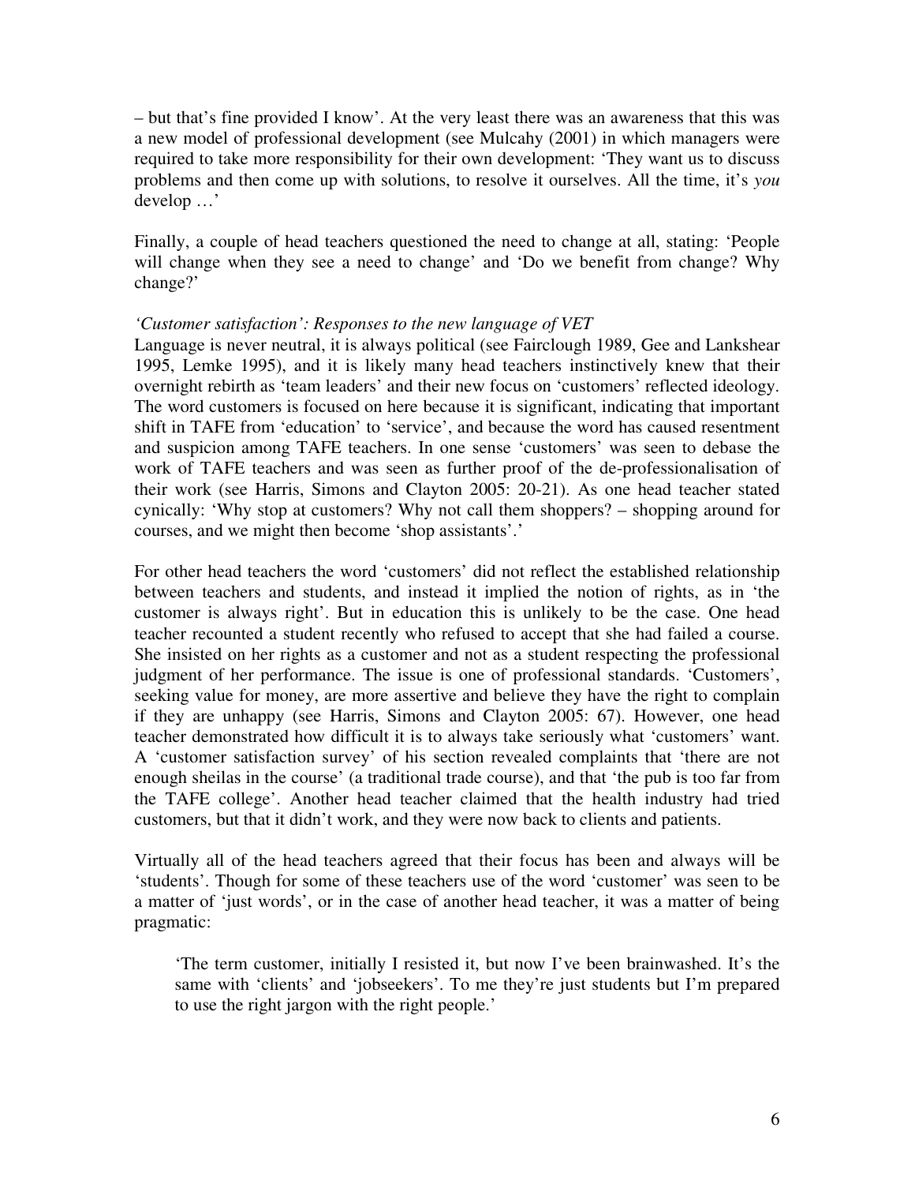– but that's fine provided I know'. At the very least there was an awareness that this was a new model of professional development (see Mulcahy (2001) in which managers were required to take more responsibility for their own development: 'They want us to discuss problems and then come up with solutions, to resolve it ourselves. All the time, it's *you* develop …'

Finally, a couple of head teachers questioned the need to change at all, stating: 'People will change when they see a need to change' and 'Do we benefit from change? Why change?'

*'Customer satisfaction': Responses to the new language of VET*

Language is never neutral, it is always political (see Fairclough 1989, Gee and Lankshear 1995, Lemke 1995), and it is likely many head teachers instinctively knew that their overnight rebirth as 'team leaders' and their new focus on 'customers' reflected ideology. The word customers is focused on here because it is significant, indicating that important shift in TAFE from 'education' to 'service', and because the word has caused resentment and suspicion among TAFE teachers. In one sense 'customers' was seen to debase the work of TAFE teachers and was seen as further proof of the de-professionalisation of their work (see Harris, Simons and Clayton 2005: 20-21). As one head teacher stated cynically: 'Why stop at customers? Why not call them shoppers? – shopping around for courses, and we might then become 'shop assistants'.'

For other head teachers the word 'customers' did not reflect the established relationship between teachers and students, and instead it implied the notion of rights, as in 'the customer is always right'. But in education this is unlikely to be the case. One head teacher recounted a student recently who refused to accept that she had failed a course. She insisted on her rights as a customer and not as a student respecting the professional judgment of her performance. The issue is one of professional standards. 'Customers', seeking value for money, are more assertive and believe they have the right to complain if they are unhappy (see Harris, Simons and Clayton 2005: 67). However, one head teacher demonstrated how difficult it is to always take seriously what 'customers' want. A 'customer satisfaction survey' of his section revealed complaints that 'there are not enough sheilas in the course' (a traditional trade course), and that 'the pub is too far from the TAFE college'. Another head teacher claimed that the health industry had tried customers, but that it didn't work, and they were now back to clients and patients.

Virtually all of the head teachers agreed that their focus has been and always will be 'students'. Though for some of these teachers use of the word 'customer' was seen to be a matter of 'just words', or in the case of another head teacher, it was a matter of being pragmatic:

> 'The term customer, initially I resisted it, but now I've been brainwashed. It's the same with 'clients' and 'jobseekers'. To me they're just students but I'm prepared to use the right jargon with the right people.'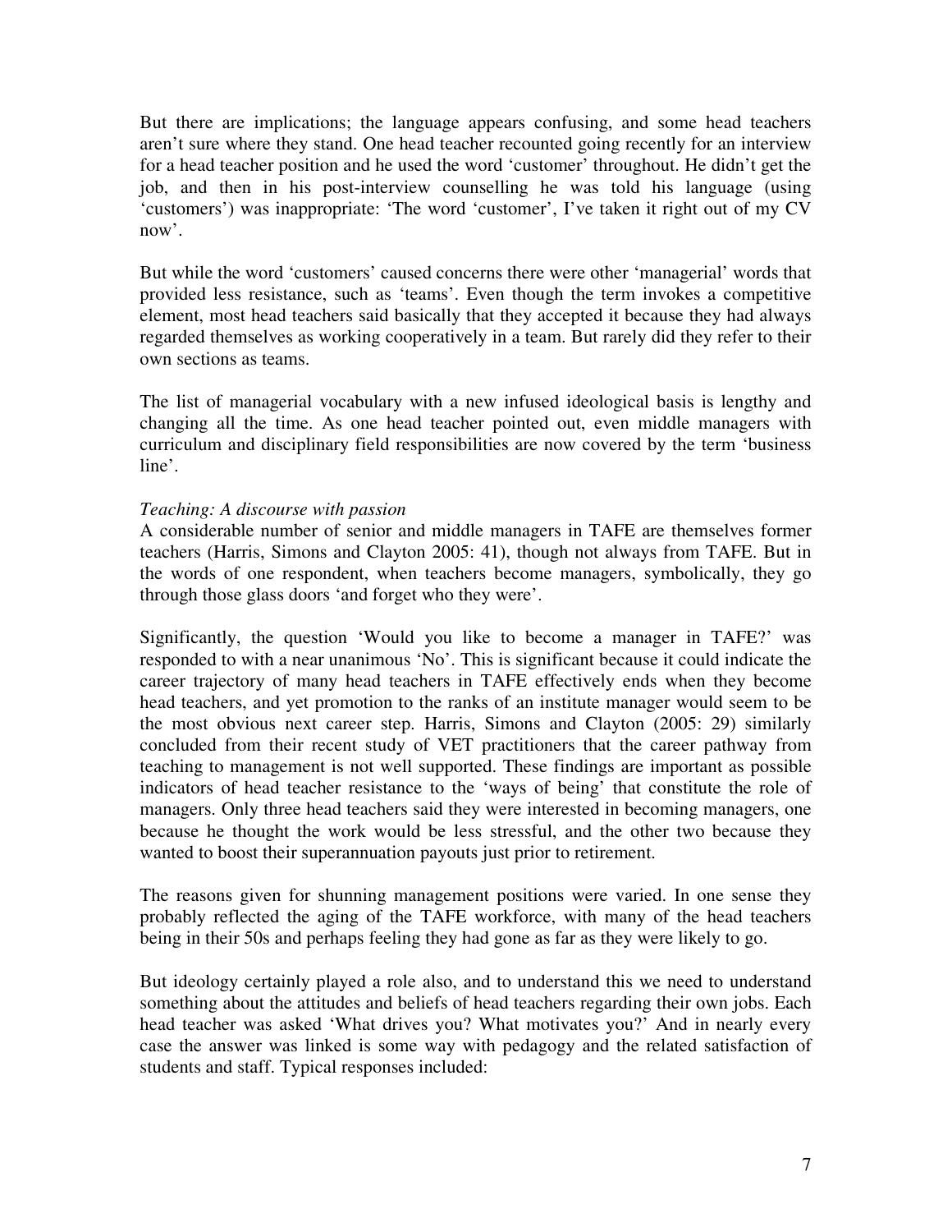But there are implications; the language appears confusing, and some head teachers aren't sure where they stand. One head teacher recounted going recently for an interview for a head teacher position and he used the word 'customer' throughout. He didn't get the job, and then in his post-interview counselling he was told his language (using 'customers') was inappropriate: 'The word 'customer', I've taken it right out of my CV now'.

But while the word 'customers' caused concerns there were other 'managerial' words that provided less resistance, such as 'teams'. Even though the term invokes a competitive element, most head teachers said basically that they accepted it because they had always regarded themselves as working cooperatively in a team. But rarely did they refer to their own sections as teams.

The list of managerial vocabulary with a new infused ideological basis is lengthy and changing all the time. As one head teacher pointed out, even middle managers with curriculum and disciplinary field responsibilities are now covered by the term 'business line'.

*Teaching: A discourse with passion*

A considerable number of senior and middle managers in TAFE are themselves former teachers (Harris, Simons and Clayton 2005: 41), though not always from TAFE. But in the words of one respondent, when teachers become managers, symbolically, they go through those glass doors 'and forget who they were'.

Significantly, the question 'Would you like to become a manager in TAFE?' was responded to with a near unanimous 'No'. This is significant because it could indicate the career trajectory of many head teachers in TAFE effectively ends when they become head teachers, and yet promotion to the ranks of an institute manager would seem to be the most obvious next career step. Harris, Simons and Clayton (2005: 29) similarly concluded from their recent study of VET practitioners that the career pathway from teaching to management is not well supported. These findings are important as possible indicators of head teacher resistance to the 'ways of being' that constitute the role of managers. Only three head teachers said they were interested in becoming managers, one because he thought the work would be less stressful, and the other two because they wanted to boost their superannuation payouts just prior to retirement.

The reasons given for shunning management positions were varied. In one sense they probably reflected the aging of the TAFE workforce, with many of the head teachers being in their 50s and perhaps feeling they had gone as far as they were likely to go.

But ideology certainly played a role also, and to understand this we need to understand something about the attitudes and beliefs of head teachers regarding their own jobs. Each head teacher was asked 'What drives you? What motivates you?' And in nearly every case the answer was linked is some way with pedagogy and the related satisfaction of students and staff. Typical responses included: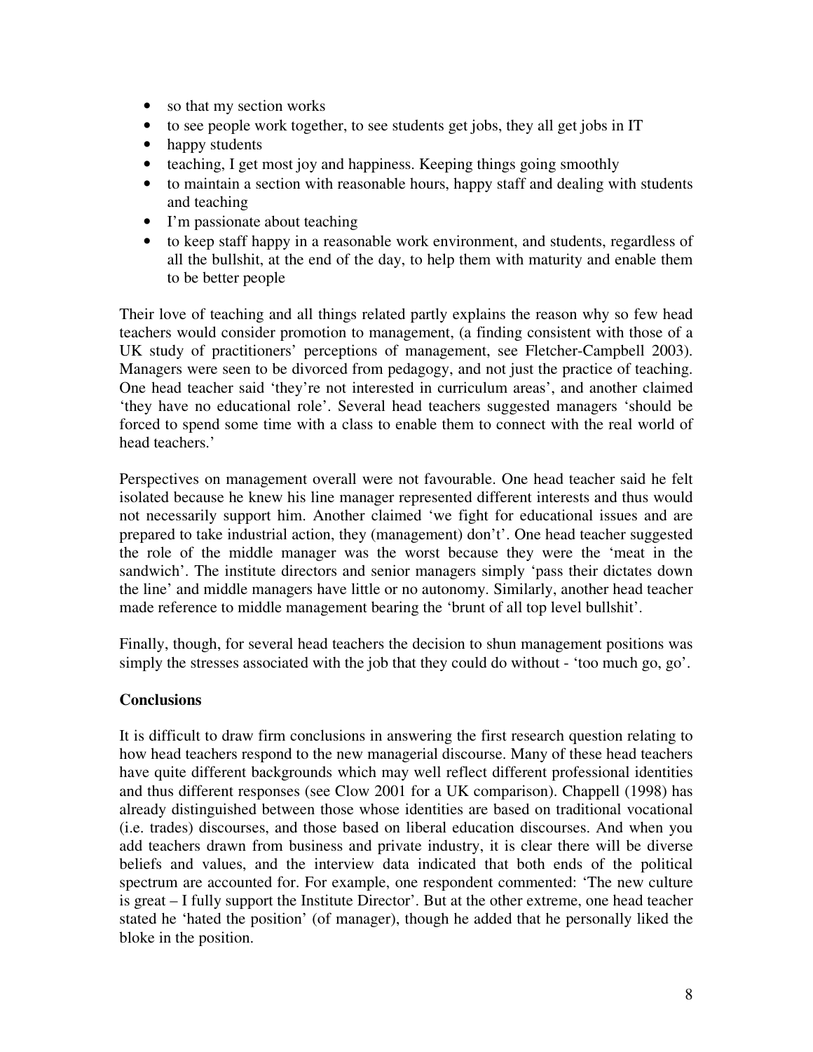- so that my section works
- to see people work together, to see students get jobs, they all get jobs in IT
- happy students
- teaching, I get most joy and happiness. Keeping things going smoothly
- to maintain a section with reasonable hours, happy staff and dealing with students and teaching
- I'm passionate about teaching
- to keep staff happy in a reasonable work environment, and students, regardless of all the bullshit, at the end of the day, to help them with maturity and enable them to be better people

Their love of teaching and all things related partly explains the reason why so few head teachers would consider promotion to management, (a finding consistent with those of a UK study of practitioners' perceptions of management, see Fletcher-Campbell 2003). Managers were seen to be divorced from pedagogy, and not just the practice of teaching. One head teacher said 'they're not interested in curriculum areas', and another claimed 'they have no educational role'. Several head teachers suggested managers 'should be forced to spend some time with a class to enable them to connect with the real world of head teachers.'

Perspectives on management overall were not favourable. One head teacher said he felt isolated because he knew his line manager represented different interests and thus would not necessarily support him. Another claimed 'we fight for educational issues and are prepared to take industrial action, they (management) don't'. One head teacher suggested the role of the middle manager was the worst because they were the 'meat in the sandwich'. The institute directors and senior managers simply 'pass their dictates down the line' and middle managers have little or no autonomy. Similarly, another head teacher made reference to middle management bearing the 'brunt of all top level bullshit'.

Finally, though, for several head teachers the decision to shun management positions was simply the stresses associated with the job that they could do without - 'too much go, go'.

**Conclusions**

It is difficult to draw firm conclusions in answering the first research question relating to how head teachers respond to the new managerial discourse. Many of these head teachers have quite different backgrounds which may well reflect different professional identities and thus different responses (see Clow 2001 for a UK comparison). Chappell (1998) has already distinguished between those whose identities are based on traditional vocational (i.e. trades) discourses, and those based on liberal education discourses. And when you add teachers drawn from business and private industry, it is clear there will be diverse beliefs and values, and the interview data indicated that both ends of the political spectrum are accounted for. For example, one respondent commented: 'The new culture is great – I fully support the Institute Director'. But at the other extreme, one head teacher stated he 'hated the position' (of manager), though he added that he personally liked the bloke in the position.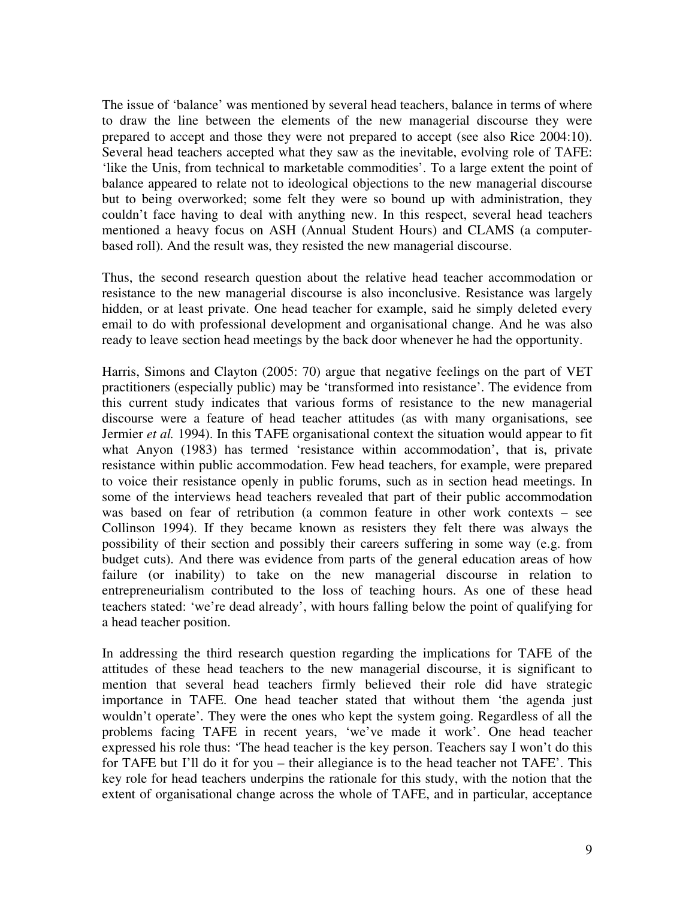The issue of 'balance' was mentioned by several head teachers, balance in terms of where to draw the line between the elements of the new managerial discourse they were prepared to accept and those they were not prepared to accept (see also Rice 2004:10). Several head teachers accepted what they saw as the inevitable, evolving role of TAFE: 'like the Unis, from technical to marketable commodities'. To a large extent the point of balance appeared to relate not to ideological objections to the new managerial discourse but to being overworked; some felt they were so bound up with administration, they couldn't face having to deal with anything new. In this respect, several head teachers mentioned a heavy focus on ASH (Annual Student Hours) and CLAMS (a computer-based roll). And the result was, they resisted the new managerial discourse.

Thus, the second research question about the relative head teacher accommodation or resistance to the new managerial discourse is also inconclusive. Resistance was largely hidden, or at least private. One head teacher for example, said he simply deleted every email to do with professional development and organisational change. And he was also ready to leave section head meetings by the back door whenever he had the opportunity.

Harris, Simons and Clayton (2005: 70) argue that negative feelings on the part of VET practitioners (especially public) may be 'transformed into resistance'. The evidence from this current study indicates that various forms of resistance to the new managerial discourse were a feature of head teacher attitudes (as with many organisations, see Jermier *et al.* 1994). In this TAFE organisational context the situation would appear to fit what Anyon (1983) has termed 'resistance within accommodation', that is, private resistance within public accommodation. Few head teachers, for example, were prepared to voice their resistance openly in public forums, such as in section head meetings. In some of the interviews head teachers revealed that part of their public accommodation was based on fear of retribution (a common feature in other work contexts – see Collinson 1994). If they became known as resisters they felt there was always the possibility of their section and possibly their careers suffering in some way (e.g. from budget cuts). And there was evidence from parts of the general education areas of how failure (or inability) to take on the new managerial discourse in relation to entrepreneurialism contributed to the loss of teaching hours. As one of these head teachers stated: 'we're dead already', with hours falling below the point of qualifying for a head teacher position.

In addressing the third research question regarding the implications for TAFE of the attitudes of these head teachers to the new managerial discourse, it is significant to mention that several head teachers firmly believed their role did have strategic importance in TAFE. One head teacher stated that without them 'the agenda just wouldn't operate'. They were the ones who kept the system going. Regardless of all the problems facing TAFE in recent years, 'we've made it work'. One head teacher expressed his role thus: 'The head teacher is the key person. Teachers say I won't do this for TAFE but I'll do it for you – their allegiance is to the head teacher not TAFE'. This key role for head teachers underpins the rationale for this study, with the notion that the extent of organisational change across the whole of TAFE, and in particular, acceptance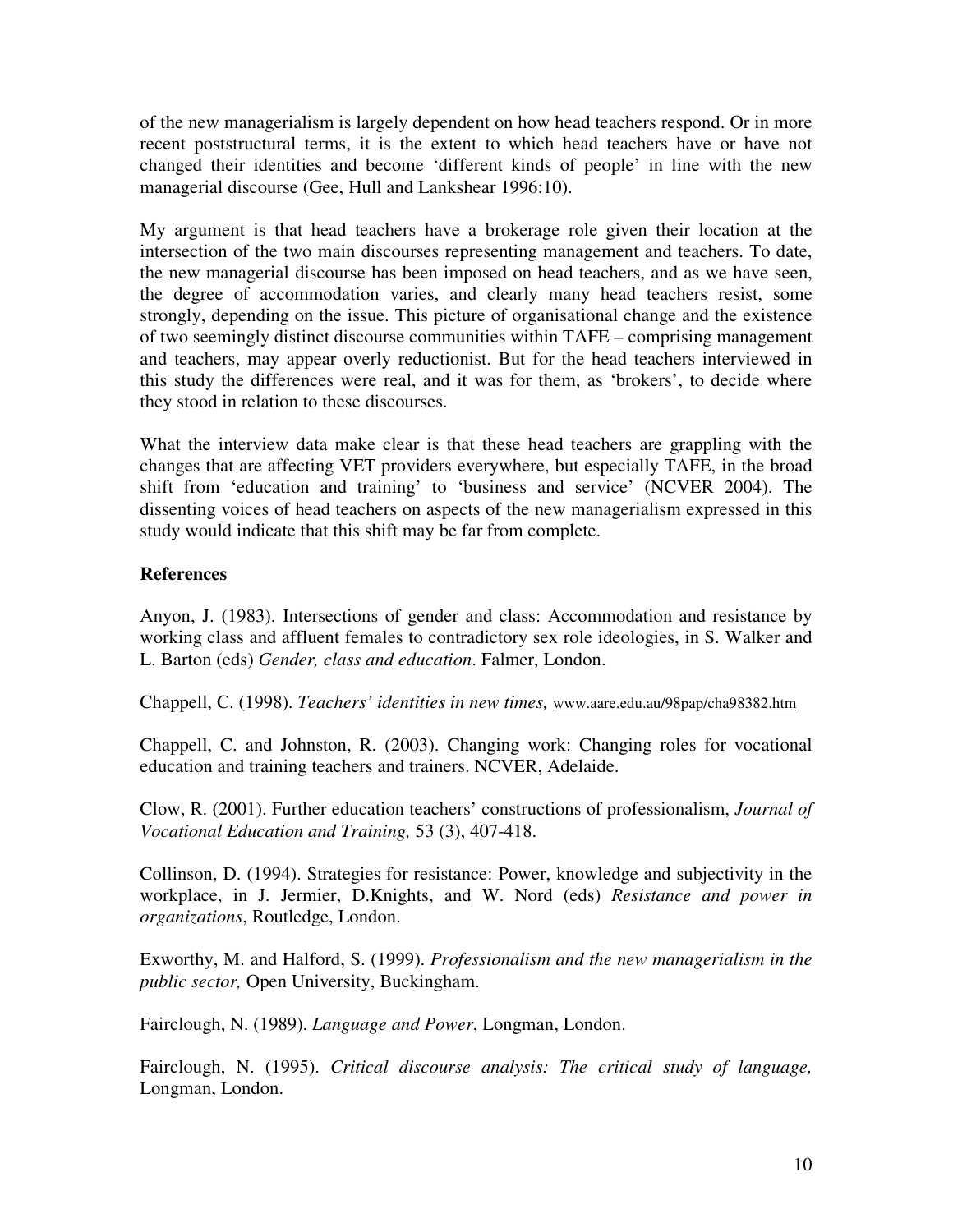of the new managerialism is largely dependent on how head teachers respond. Or in more recent poststructural terms, it is the extent to which head teachers have or have not changed their identities and become 'different kinds of people' in line with the new managerial discourse (Gee, Hull and Lankshear 1996:10).

My argument is that head teachers have a brokerage role given their location at the intersection of the two main discourses representing management and teachers. To date, the new managerial discourse has been imposed on head teachers, and as we have seen, the degree of accommodation varies, and clearly many head teachers resist, some strongly, depending on the issue. This picture of organisational change and the existence of two seemingly distinct discourse communities within TAFE – comprising management and teachers, may appear overly reductionist. But for the head teachers interviewed in this study the differences were real, and it was for them, as 'brokers', to decide where they stood in relation to these discourses.

What the interview data make clear is that these head teachers are grappling with the changes that are affecting VET providers everywhere, but especially TAFE, in the broad shift from 'education and training' to 'business and service' (NCVER 2004). The dissenting voices of head teachers on aspects of the new managerialism expressed in this study would indicate that this shift may be far from complete.

**References**

Anyon, J. (1983). Intersections of gender and class: Accommodation and resistance by working class and affluent females to contradictory sex role ideologies, in S. Walker and L. Barton (eds) *Gender, class and education*. Falmer, London.

Chappell, C. (1998). *Teachers' identities in new times,* www.aare.edu.au/98pap/cha98382.htm

Chappell, C. and Johnston, R. (2003). Changing work: Changing roles for vocational education and training teachers and trainers. NCVER, Adelaide.

Clow, R. (2001). Further education teachers' constructions of professionalism, *Journal of Vocational Education and Training,* 53 (3), 407-418.

Collinson, D. (1994). Strategies for resistance: Power, knowledge and subjectivity in the workplace, in J. Jermier, D.Knights, and W. Nord (eds) *Resistance and power in organizations*, Routledge, London.

Exworthy, M. and Halford, S. (1999). *Professionalism and the new managerialism in the public sector,* Open University, Buckingham.

Fairclough, N. (1989). *Language and Power*, Longman, London.

Fairclough, N. (1995). *Critical discourse analysis: The critical study of language,* Longman, London.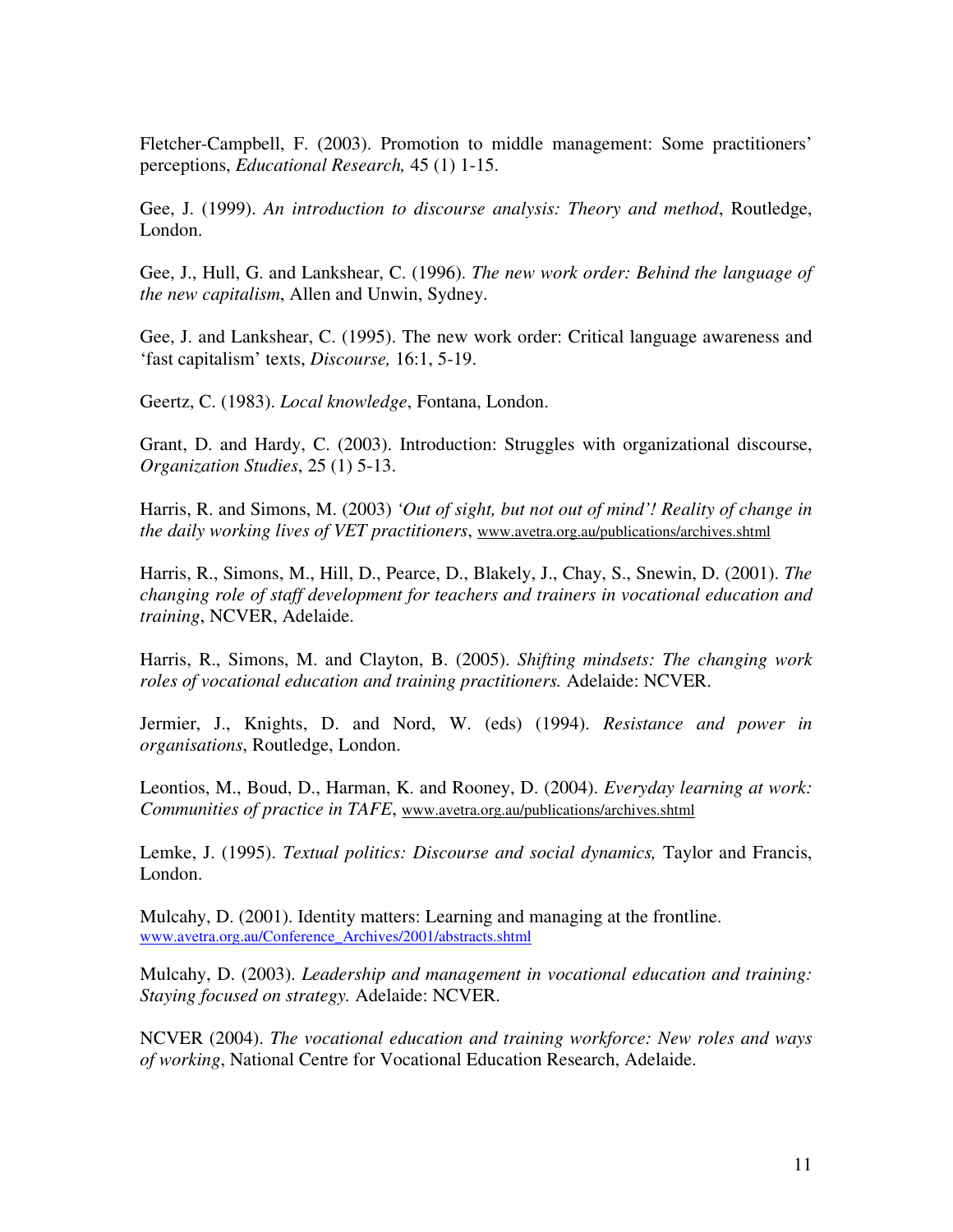Fletcher-Campbell, F. (2003). Promotion to middle management: Some practitioners' perceptions, *Educational Research,* 45 (1) 1-15.

Gee, J. (1999). *An introduction to discourse analysis: Theory and method*, Routledge, London.

Gee, J., Hull, G. and Lankshear, C. (1996). *The new work order: Behind the language of the new capitalism*, Allen and Unwin, Sydney.

Gee, J. and Lankshear, C. (1995). The new work order: Critical language awareness and 'fast capitalism' texts, *Discourse,* 16:1, 5-19.

Geertz, C. (1983). *Local knowledge*, Fontana, London.

Grant, D. and Hardy, C. (2003). Introduction: Struggles with organizational discourse, *Organization Studies*, 25 (1) 5-13.

Harris, R. and Simons, M. (2003) *'Out of sight, but not out of mind'! Reality of change in the daily working lives of VET practitioners*, www.avetra.org.au/publications/archives.shtml

Harris, R., Simons, M., Hill, D., Pearce, D., Blakely, J., Chay, S., Snewin, D. (2001). *The changing role of staff development for teachers and trainers in vocational education and training*, NCVER, Adelaide.

Harris, R., Simons, M. and Clayton, B. (2005). *Shifting mindsets: The changing work roles of vocational education and training practitioners.* Adelaide: NCVER.

Jermier, J., Knights, D. and Nord, W. (eds) (1994). *Resistance and power in organisations*, Routledge, London.

Leontios, M., Boud, D., Harman, K. and Rooney, D. (2004). *Everyday learning at work: Communities of practice in TAFE*, www.avetra.org.au/publications/archives.shtml

Lemke, J. (1995). *Textual politics: Discourse and social dynamics,* Taylor and Francis, London.

Mulcahy, D. (2001). Identity matters: Learning and managing at the frontline. www.avetra.org.au/Conference_Archives/2001/abstracts.shtml

Mulcahy, D. (2003). *Leadership and management in vocational education and training: Staying focused on strategy.* Adelaide: NCVER.

NCVER (2004). *The vocational education and training workforce: New roles and ways of working*, National Centre for Vocational Education Research, Adelaide.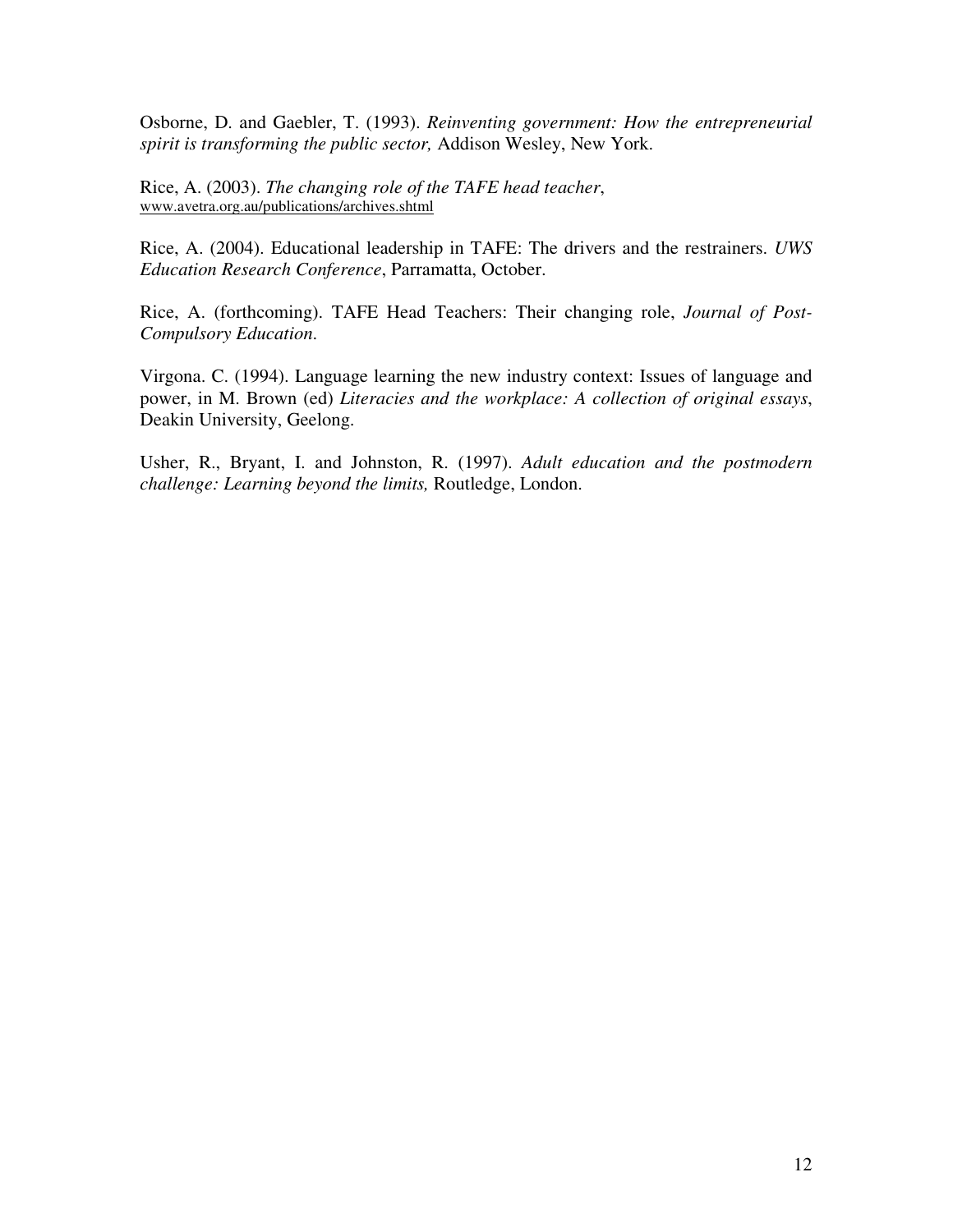Osborne, D. and Gaebler, T. (1993). *Reinventing government: How the entrepreneurial spirit is transforming the public sector,* Addison Wesley, New York.

Rice, A. (2003). *The changing role of the TAFE head teacher*, www.avetra.org.au/publications/archives.shtml

Rice, A. (2004). Educational leadership in TAFE: The drivers and the restrainers. *UWS Education Research Conference*, Parramatta, October.

Rice, A. (forthcoming). TAFE Head Teachers: Their changing role, *Journal of Post-Compulsory Education*.

Virgona. C. (1994). Language learning the new industry context: Issues of language and power, in M. Brown (ed) *Literacies and the workplace: A collection of original essays*, Deakin University, Geelong.

Usher, R., Bryant, I. and Johnston, R. (1997). *Adult education and the postmodern challenge: Learning beyond the limits,* Routledge, London.